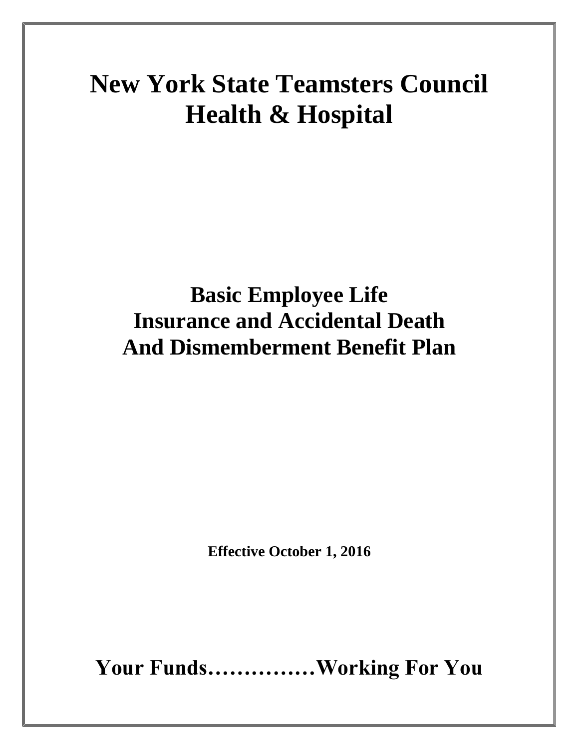# New York State Teamsters Council Health & Hospital

# Basic Employee Life Insurance and Accidental Death And Dismemberment Benefit Plan

**Effective October 1, 2016**

## Your Funds……………Working For You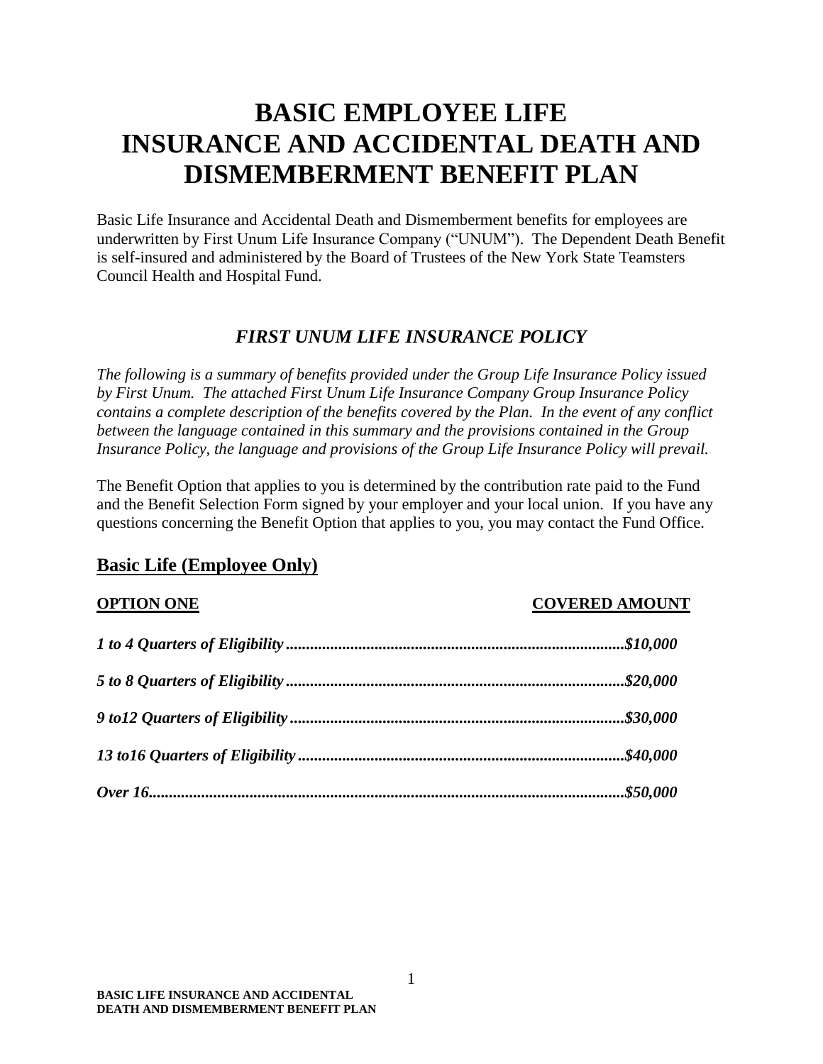# BASIC EMPLOYEE LIFE INSURANCE AND ACCIDENTAL DEATH AND DISMEMBERMENT BENEFIT PLAN

Basic Life Insurance and Accidental Death and Dismemberment benefits for employees are underwritten by First Unum Life Insurance Company ("UNUM"). The Dependent Death Benefit is self-insured and administered by the Board of Trustees of the New York State Teamsters Council Health and Hospital Fund.

## *FIRST UNUM LIFE INSURANCE POLICY*

*The following is a summary of benefits provided under the Group Life Insurance Policy issued by First Unum. The attached First Unum Life Insurance Company Group Insurance Policy contains a complete description of the benefits covered by the Plan. In the event of any conflict between the language contained in this summary and the provisions contained in the Group Insurance Policy, the language and provisions of the Group Life Insurance Policy will prevail.*

The Benefit Option that applies to you is determined by the contribution rate paid to the Fund and the Benefit Selection Form signed by your employer and your local union. If you have any questions concerning the Benefit Option that applies to you, you may contact the Fund Office.

## Basic Life (Employee Only)

| **OPTION ONE** | **COVERED AMOUNT** |
|---|---|
| ***1 to 4 Quarters of Eligibility*** | ***$10,000*** |
| ***5 to 8 Quarters of Eligibility*** | ***$20,000*** |
| ***9 to12 Quarters of Eligibility*** | ***$30,000*** |
| ***13 to16 Quarters of Eligibility*** | ***$40,000*** |
| ***Over 16*** | ***$50,000*** |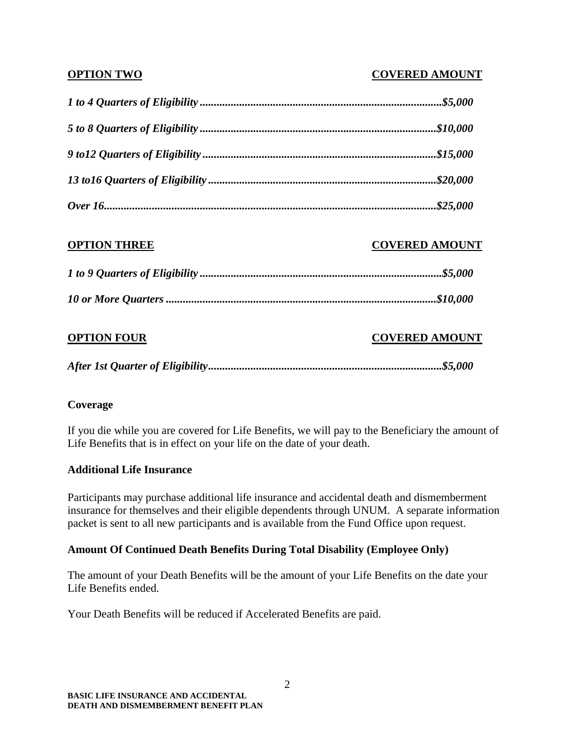| **OPTION TWO** | **COVERED AMOUNT** |
|---|---|
| ***1 to 4 Quarters of Eligibility*** | ***$5,000*** |
| ***5 to 8 Quarters of Eligibility*** | ***$10,000*** |
| ***9 to12 Quarters of Eligibility*** | ***$15,000*** |
| ***13 to16 Quarters of Eligibility*** | ***$20,000*** |
| ***Over 16*** | ***$25,000*** |

| **OPTION THREE** | **COVERED AMOUNT** |
|---|---|
| ***1 to 9 Quarters of Eligibility*** | ***$5,000*** |
| ***10 or More Quarters*** | ***$10,000*** |

| **OPTION FOUR** | **COVERED AMOUNT** |
|---|---|
| ***After 1st Quarter of Eligibility*** | ***$5,000*** |

**Coverage**

If you die while you are covered for Life Benefits, we will pay to the Beneficiary the amount of Life Benefits that is in effect on your life on the date of your death.

**Additional Life Insurance**

Participants may purchase additional life insurance and accidental death and dismemberment insurance for themselves and their eligible dependents through UNUM. A separate information packet is sent to all new participants and is available from the Fund Office upon request.

**Amount Of Continued Death Benefits During Total Disability (Employee Only)**

The amount of your Death Benefits will be the amount of your Life Benefits on the date your Life Benefits ended.

Your Death Benefits will be reduced if Accelerated Benefits are paid.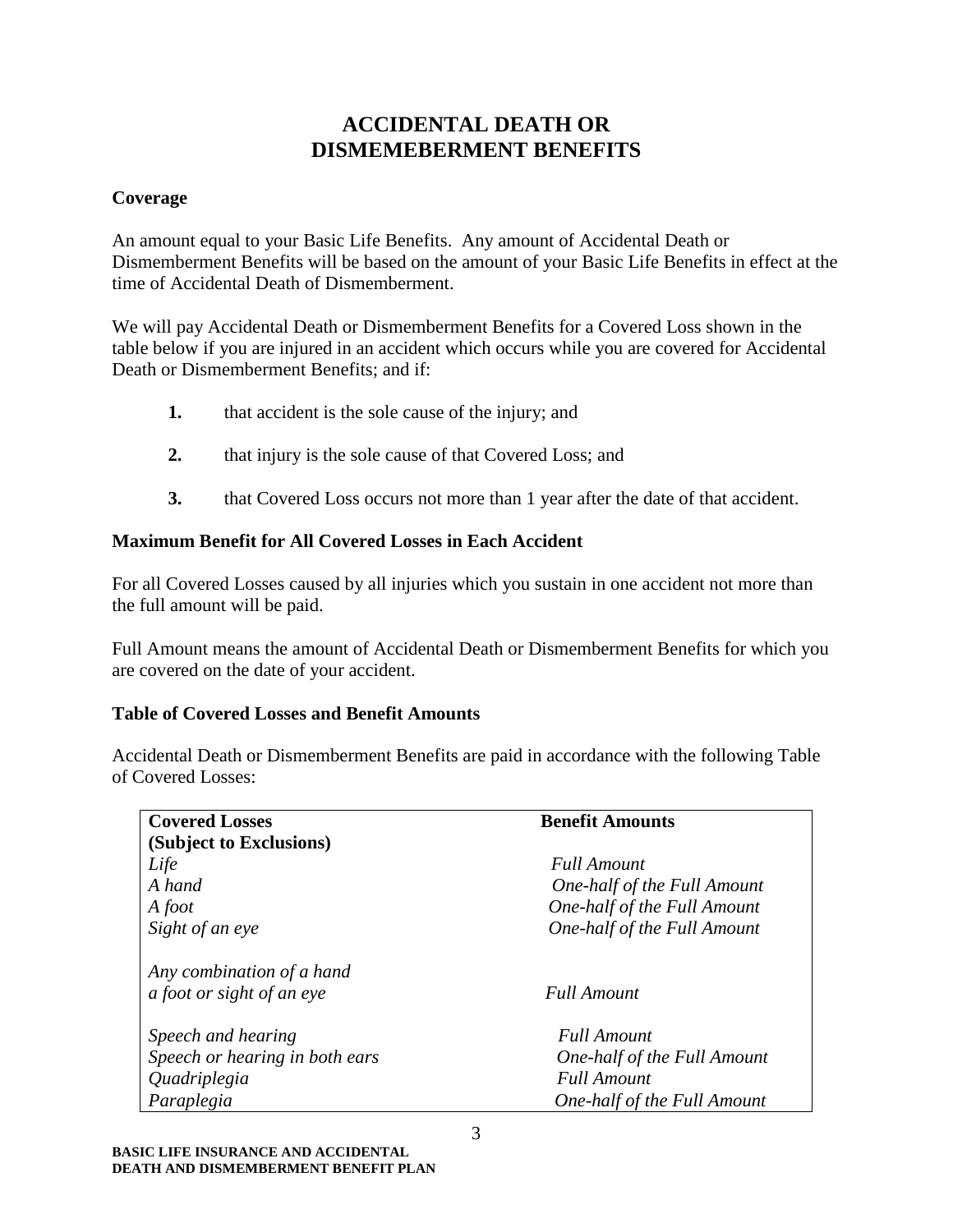# ACCIDENTAL DEATH OR DISMEMEBERMENT BENEFITS

**Coverage**

An amount equal to your Basic Life Benefits. Any amount of Accidental Death or Dismemberment Benefits will be based on the amount of your Basic Life Benefits in effect at the time of Accidental Death of Dismemberment.

We will pay Accidental Death or Dismemberment Benefits for a Covered Loss shown in the table below if you are injured in an accident which occurs while you are covered for Accidental Death or Dismemberment Benefits; and if:

1. that accident is the sole cause of the injury; and
2. that injury is the sole cause of that Covered Loss; and
3. that Covered Loss occurs not more than 1 year after the date of that accident.

**Maximum Benefit for All Covered Losses in Each Accident**

For all Covered Losses caused by all injuries which you sustain in one accident not more than the full amount will be paid.

Full Amount means the amount of Accidental Death or Dismemberment Benefits for which you are covered on the date of your accident.

**Table of Covered Losses and Benefit Amounts**

Accidental Death or Dismemberment Benefits are paid in accordance with the following Table of Covered Losses:

| **Covered Losses (Subject to Exclusions)** | **Benefit Amounts** |
|---|---|
| *Life* | *Full Amount* |
| *A hand* | *One-half of the Full Amount* |
| *A foot* | *One-half of the Full Amount* |
| *Sight of an eye* | *One-half of the Full Amount* |
| *Any combination of a hand a foot or sight of an eye* | *Full Amount* |
| *Speech and hearing* | *Full Amount* |
| *Speech or hearing in both ears* | *One-half of the Full Amount* |
| *Quadriplegia* | *Full Amount* |
| *Paraplegia* | *One-half of the Full Amount* |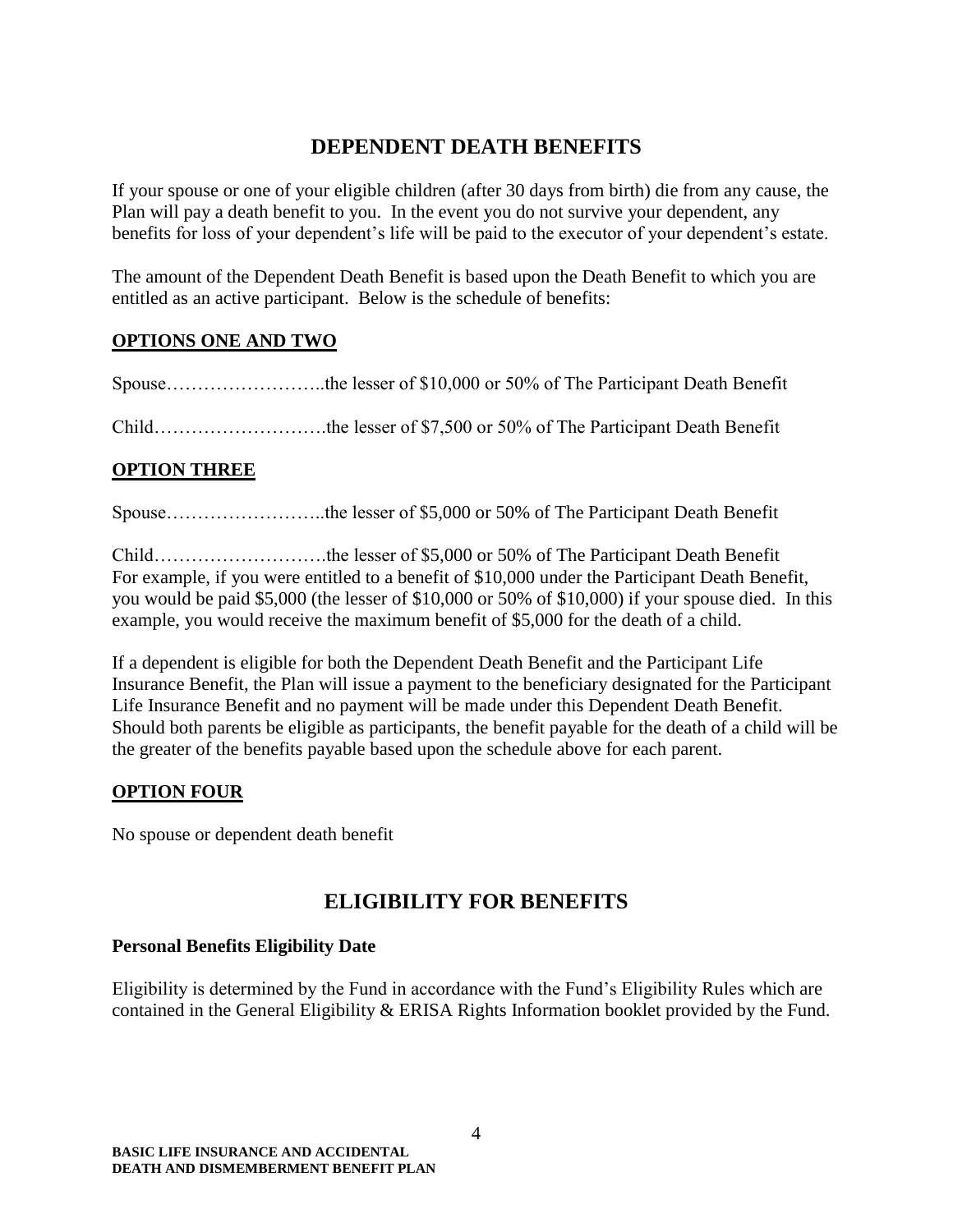# DEPENDENT DEATH BENEFITS

If your spouse or one of your eligible children (after 30 days from birth) die from any cause, the Plan will pay a death benefit to you. In the event you do not survive your dependent, any benefits for loss of your dependent's life will be paid to the executor of your dependent's estate.

The amount of the Dependent Death Benefit is based upon the Death Benefit to which you are entitled as an active participant. Below is the schedule of benefits:

## OPTIONS ONE AND TWO

Spouse……………………..the lesser of $10,000 or 50% of The Participant Death Benefit

Child……………………….the lesser of $7,500 or 50% of The Participant Death Benefit

## OPTION THREE

Spouse……………………..the lesser of $5,000 or 50% of The Participant Death Benefit

Child……………………….the lesser of $5,000 or 50% of The Participant Death Benefit
For example, if you were entitled to a benefit of $10,000 under the Participant Death Benefit, you would be paid $5,000 (the lesser of $10,000 or 50% of $10,000) if your spouse died. In this example, you would receive the maximum benefit of $5,000 for the death of a child.

If a dependent is eligible for both the Dependent Death Benefit and the Participant Life Insurance Benefit, the Plan will issue a payment to the beneficiary designated for the Participant Life Insurance Benefit and no payment will be made under this Dependent Death Benefit. Should both parents be eligible as participants, the benefit payable for the death of a child will be the greater of the benefits payable based upon the schedule above for each parent.

## OPTION FOUR

No spouse or dependent death benefit

# ELIGIBILITY FOR BENEFITS

### Personal Benefits Eligibility Date

Eligibility is determined by the Fund in accordance with the Fund's Eligibility Rules which are contained in the General Eligibility & ERISA Rights Information booklet provided by the Fund.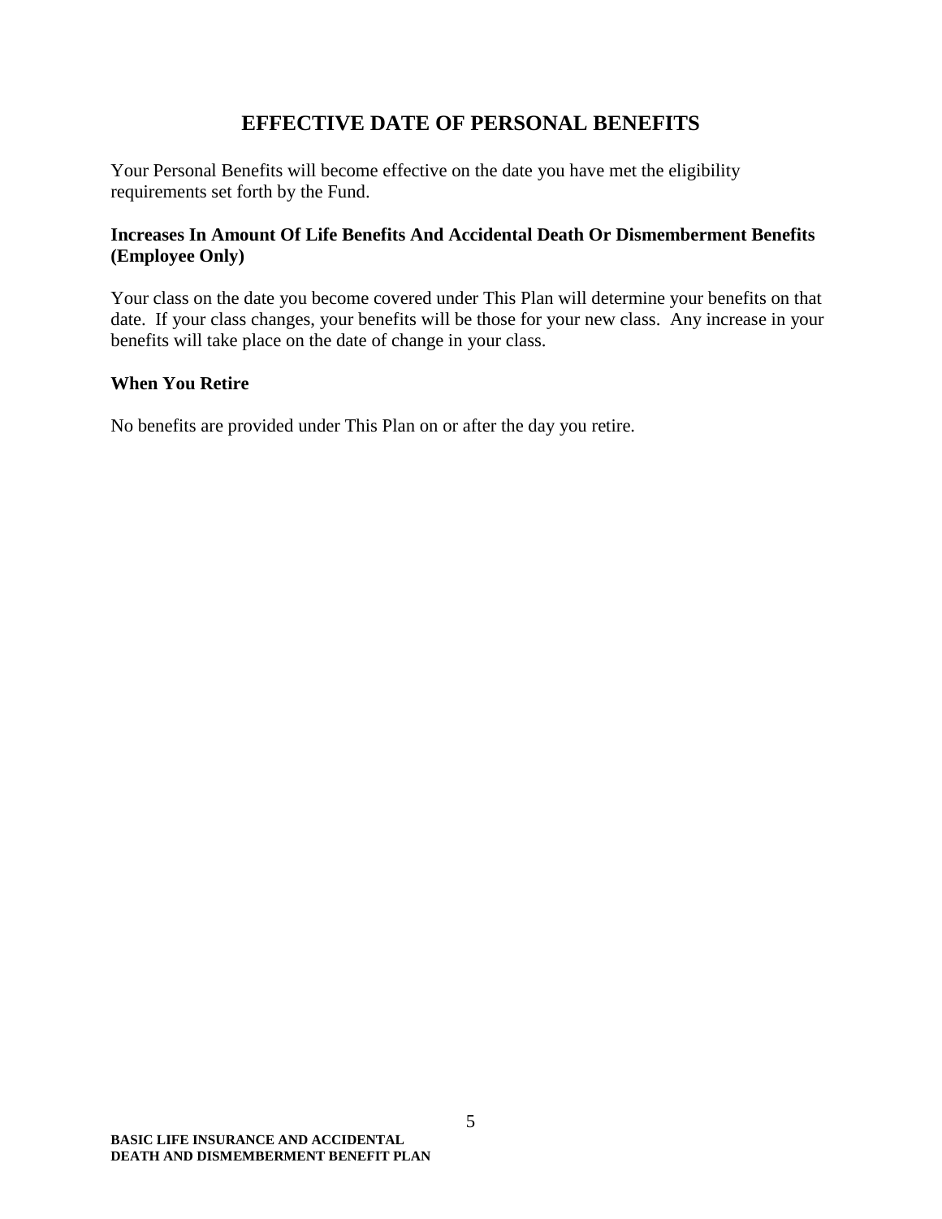## EFFECTIVE DATE OF PERSONAL BENEFITS

Your Personal Benefits will become effective on the date you have met the eligibility requirements set forth by the Fund.

**Increases In Amount Of Life Benefits And Accidental Death Or Dismemberment Benefits (Employee Only)**

Your class on the date you become covered under This Plan will determine your benefits on that date. If your class changes, your benefits will be those for your new class. Any increase in your benefits will take place on the date of change in your class.

**When You Retire**

No benefits are provided under This Plan on or after the day you retire.